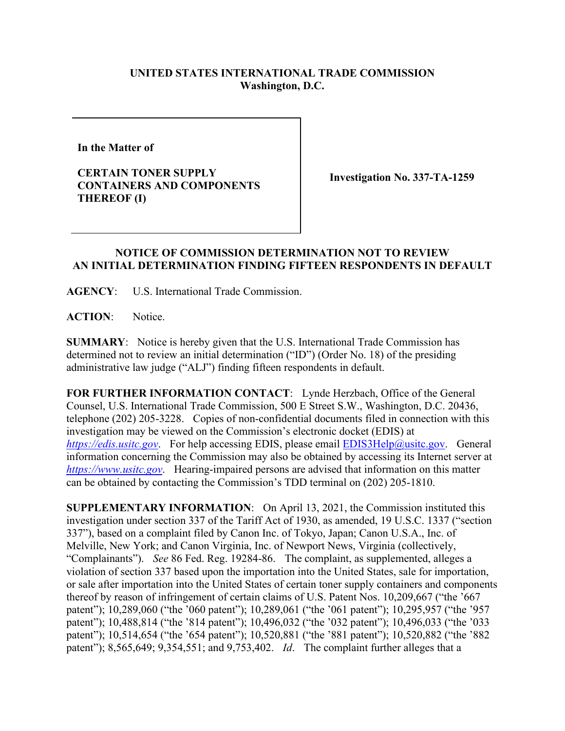**UNITED STATES INTERNATIONAL TRADE COMMISSION**
**Washington, D.C.**

| In the Matter of<br><br>**CERTAIN TONER SUPPLY CONTAINERS AND COMPONENTS THEREOF (I)** | **Investigation No. 337-TA-1259** |
|---|---|

## NOTICE OF COMMISSION DETERMINATION NOT TO REVIEW AN INITIAL DETERMINATION FINDING FIFTEEN RESPONDENTS IN DEFAULT

**AGENCY**: U.S. International Trade Commission.

**ACTION**: Notice.

**SUMMARY**: Notice is hereby given that the U.S. International Trade Commission has determined not to review an initial determination ("ID") (Order No. 18) of the presiding administrative law judge ("ALJ") finding fifteen respondents in default.

**FOR FURTHER INFORMATION CONTACT**: Lynde Herzbach, Office of the General Counsel, U.S. International Trade Commission, 500 E Street S.W., Washington, D.C. 20436, telephone (202) 205-3228. Copies of non-confidential documents filed in connection with this investigation may be viewed on the Commission's electronic docket (EDIS) at *https://edis.usitc.gov*. For help accessing EDIS, please email EDIS3Help@usitc.gov. General information concerning the Commission may also be obtained by accessing its Internet server at *https://www.usitc.gov*. Hearing-impaired persons are advised that information on this matter can be obtained by contacting the Commission's TDD terminal on (202) 205-1810.

**SUPPLEMENTARY INFORMATION**: On April 13, 2021, the Commission instituted this investigation under section 337 of the Tariff Act of 1930, as amended, 19 U.S.C. 1337 ("section 337"), based on a complaint filed by Canon Inc. of Tokyo, Japan; Canon U.S.A., Inc. of Melville, New York; and Canon Virginia, Inc. of Newport News, Virginia (collectively, "Complainants"). *See* 86 Fed. Reg. 19284-86. The complaint, as supplemented, alleges a violation of section 337 based upon the importation into the United States, sale for importation, or sale after importation into the United States of certain toner supply containers and components thereof by reason of infringement of certain claims of U.S. Patent Nos. 10,209,667 ("the '667 patent"); 10,289,060 ("the '060 patent"); 10,289,061 ("the '061 patent"); 10,295,957 ("the '957 patent"); 10,488,814 ("the '814 patent"); 10,496,032 ("the '032 patent"); 10,496,033 ("the '033 patent"); 10,514,654 ("the '654 patent"); 10,520,881 ("the '881 patent"); 10,520,882 ("the '882 patent"); 8,565,649; 9,354,551; and 9,753,402. *Id*. The complaint further alleges that a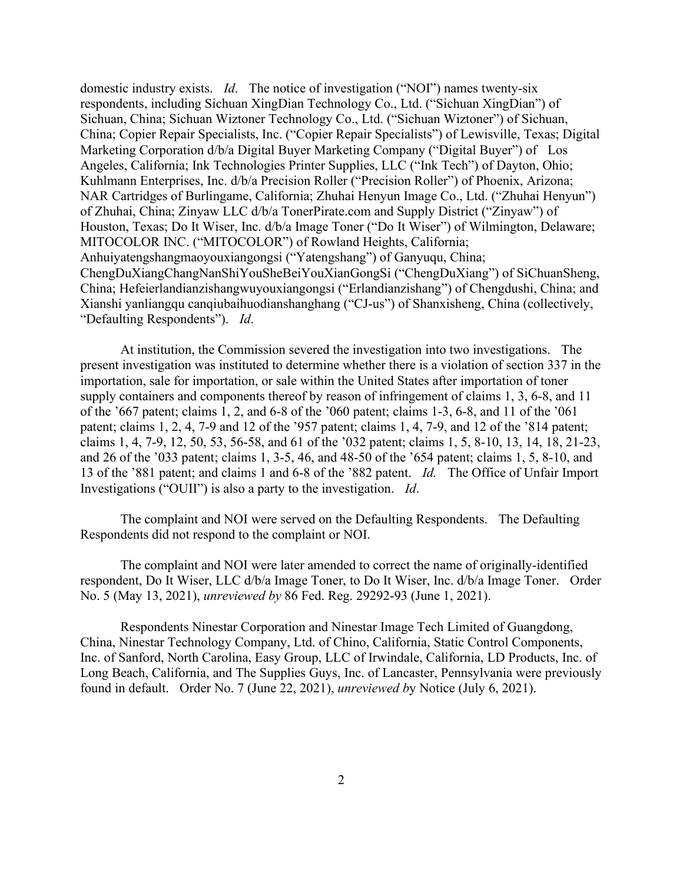domestic industry exists. *Id*. The notice of investigation ("NOI") names twenty-six respondents, including Sichuan XingDian Technology Co., Ltd. ("Sichuan XingDian") of Sichuan, China; Sichuan Wiztoner Technology Co., Ltd. ("Sichuan Wiztoner") of Sichuan, China; Copier Repair Specialists, Inc. ("Copier Repair Specialists") of Lewisville, Texas; Digital Marketing Corporation d/b/a Digital Buyer Marketing Company ("Digital Buyer") of Los Angeles, California; Ink Technologies Printer Supplies, LLC ("Ink Tech") of Dayton, Ohio; Kuhlmann Enterprises, Inc. d/b/a Precision Roller ("Precision Roller") of Phoenix, Arizona; NAR Cartridges of Burlingame, California; Zhuhai Henyun Image Co., Ltd. ("Zhuhai Henyun") of Zhuhai, China; Zinyaw LLC d/b/a TonerPirate.com and Supply District ("Zinyaw") of Houston, Texas; Do It Wiser, Inc. d/b/a Image Toner ("Do It Wiser") of Wilmington, Delaware; MITOCOLOR INC. ("MITOCOLOR") of Rowland Heights, California; Anhuiyatengshangmaoyouxiangongsi ("Yatengshang") of Ganyuqu, China; ChengDuXiangChangNanShiYouSheBeiYouXianGongSi ("ChengDuXiang") of SiChuanSheng, China; Hefeierlandianzishangwuyouxiangongsi ("Erlandianzishang") of Chengdushi, China; and Xianshi yanliangqu canqiubaihuodianshanghang ("CJ-us") of Shanxisheng, China (collectively, "Defaulting Respondents"). *Id*.

At institution, the Commission severed the investigation into two investigations. The present investigation was instituted to determine whether there is a violation of section 337 in the importation, sale for importation, or sale within the United States after importation of toner supply containers and components thereof by reason of infringement of claims 1, 3, 6-8, and 11 of the '667 patent; claims 1, 2, and 6-8 of the '060 patent; claims 1-3, 6-8, and 11 of the '061 patent; claims 1, 2, 4, 7-9 and 12 of the '957 patent; claims 1, 4, 7-9, and 12 of the '814 patent; claims 1, 4, 7-9, 12, 50, 53, 56-58, and 61 of the '032 patent; claims 1, 5, 8-10, 13, 14, 18, 21-23, and 26 of the '033 patent; claims 1, 3-5, 46, and 48-50 of the '654 patent; claims 1, 5, 8-10, and 13 of the '881 patent; and claims 1 and 6-8 of the '882 patent. *Id.* The Office of Unfair Import Investigations ("OUII") is also a party to the investigation. *Id*.

The complaint and NOI were served on the Defaulting Respondents. The Defaulting Respondents did not respond to the complaint or NOI.

The complaint and NOI were later amended to correct the name of originally-identified respondent, Do It Wiser, LLC d/b/a Image Toner, to Do It Wiser, Inc. d/b/a Image Toner. Order No. 5 (May 13, 2021), *unreviewed by* 86 Fed. Reg. 29292-93 (June 1, 2021).

Respondents Ninestar Corporation and Ninestar Image Tech Limited of Guangdong, China, Ninestar Technology Company, Ltd. of Chino, California, Static Control Components, Inc. of Sanford, North Carolina, Easy Group, LLC of Irwindale, California, LD Products, Inc. of Long Beach, California, and The Supplies Guys, Inc. of Lancaster, Pennsylvania were previously found in default. Order No. 7 (June 22, 2021), *unreviewed by* Notice (July 6, 2021).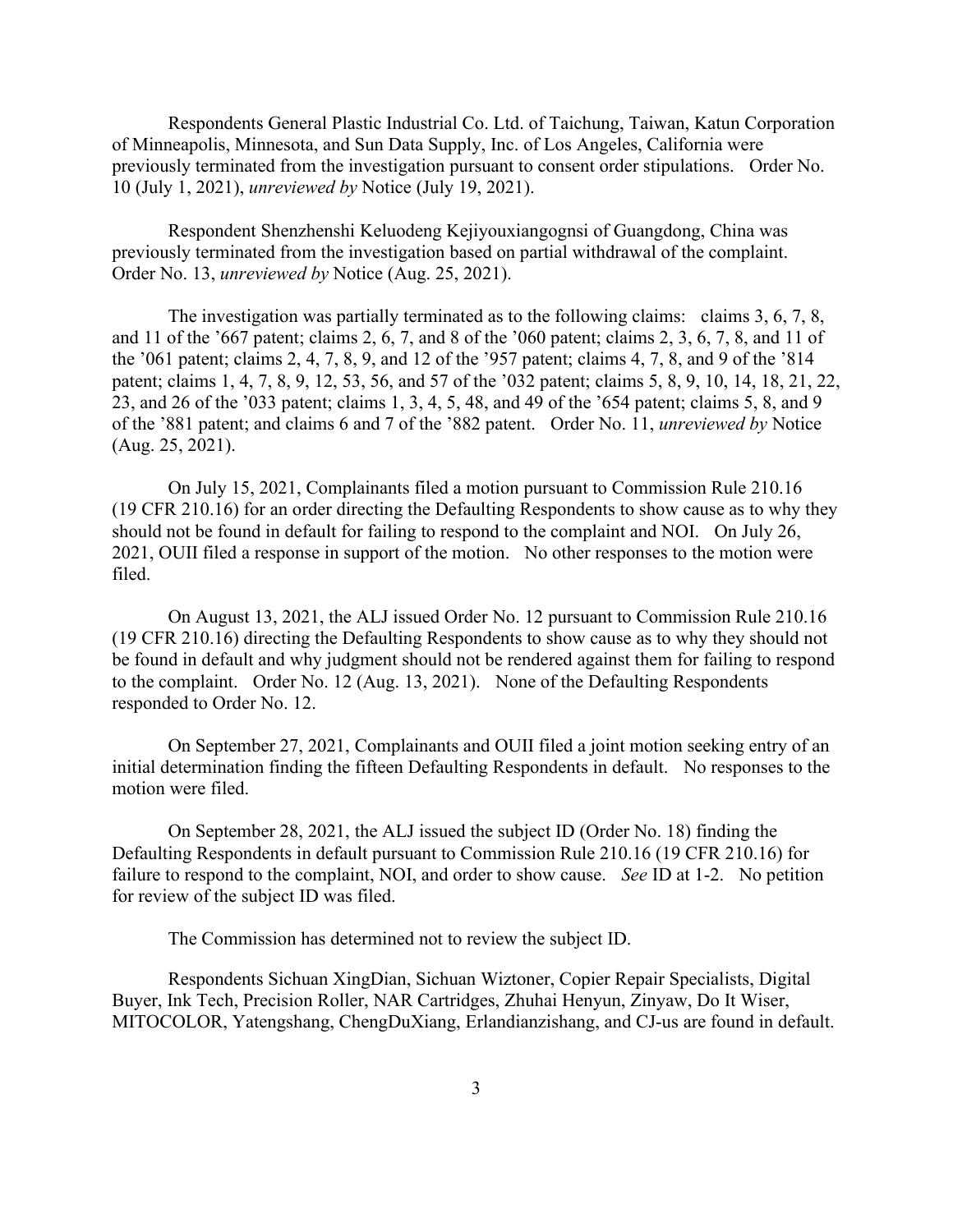Respondents General Plastic Industrial Co. Ltd. of Taichung, Taiwan, Katun Corporation of Minneapolis, Minnesota, and Sun Data Supply, Inc. of Los Angeles, California were previously terminated from the investigation pursuant to consent order stipulations. Order No. 10 (July 1, 2021), *unreviewed by* Notice (July 19, 2021).

Respondent Shenzhenshi Keluodeng Kejiyouxiangognsi of Guangdong, China was previously terminated from the investigation based on partial withdrawal of the complaint. Order No. 13, *unreviewed by* Notice (Aug. 25, 2021).

The investigation was partially terminated as to the following claims: claims 3, 6, 7, 8, and 11 of the '667 patent; claims 2, 6, 7, and 8 of the '060 patent; claims 2, 3, 6, 7, 8, and 11 of the '061 patent; claims 2, 4, 7, 8, 9, and 12 of the '957 patent; claims 4, 7, 8, and 9 of the '814 patent; claims 1, 4, 7, 8, 9, 12, 53, 56, and 57 of the '032 patent; claims 5, 8, 9, 10, 14, 18, 21, 22, 23, and 26 of the '033 patent; claims 1, 3, 4, 5, 48, and 49 of the '654 patent; claims 5, 8, and 9 of the '881 patent; and claims 6 and 7 of the '882 patent. Order No. 11, *unreviewed by* Notice (Aug. 25, 2021).

On July 15, 2021, Complainants filed a motion pursuant to Commission Rule 210.16 (19 CFR 210.16) for an order directing the Defaulting Respondents to show cause as to why they should not be found in default for failing to respond to the complaint and NOI. On July 26, 2021, OUII filed a response in support of the motion. No other responses to the motion were filed.

On August 13, 2021, the ALJ issued Order No. 12 pursuant to Commission Rule 210.16 (19 CFR 210.16) directing the Defaulting Respondents to show cause as to why they should not be found in default and why judgment should not be rendered against them for failing to respond to the complaint. Order No. 12 (Aug. 13, 2021). None of the Defaulting Respondents responded to Order No. 12.

On September 27, 2021, Complainants and OUII filed a joint motion seeking entry of an initial determination finding the fifteen Defaulting Respondents in default. No responses to the motion were filed.

On September 28, 2021, the ALJ issued the subject ID (Order No. 18) finding the Defaulting Respondents in default pursuant to Commission Rule 210.16 (19 CFR 210.16) for failure to respond to the complaint, NOI, and order to show cause. *See* ID at 1-2. No petition for review of the subject ID was filed.

The Commission has determined not to review the subject ID.

Respondents Sichuan XingDian, Sichuan Wiztoner, Copier Repair Specialists, Digital Buyer, Ink Tech, Precision Roller, NAR Cartridges, Zhuhai Henyun, Zinyaw, Do It Wiser, MITOCOLOR, Yatengshang, ChengDuXiang, Erlandianzishang, and CJ-us are found in default.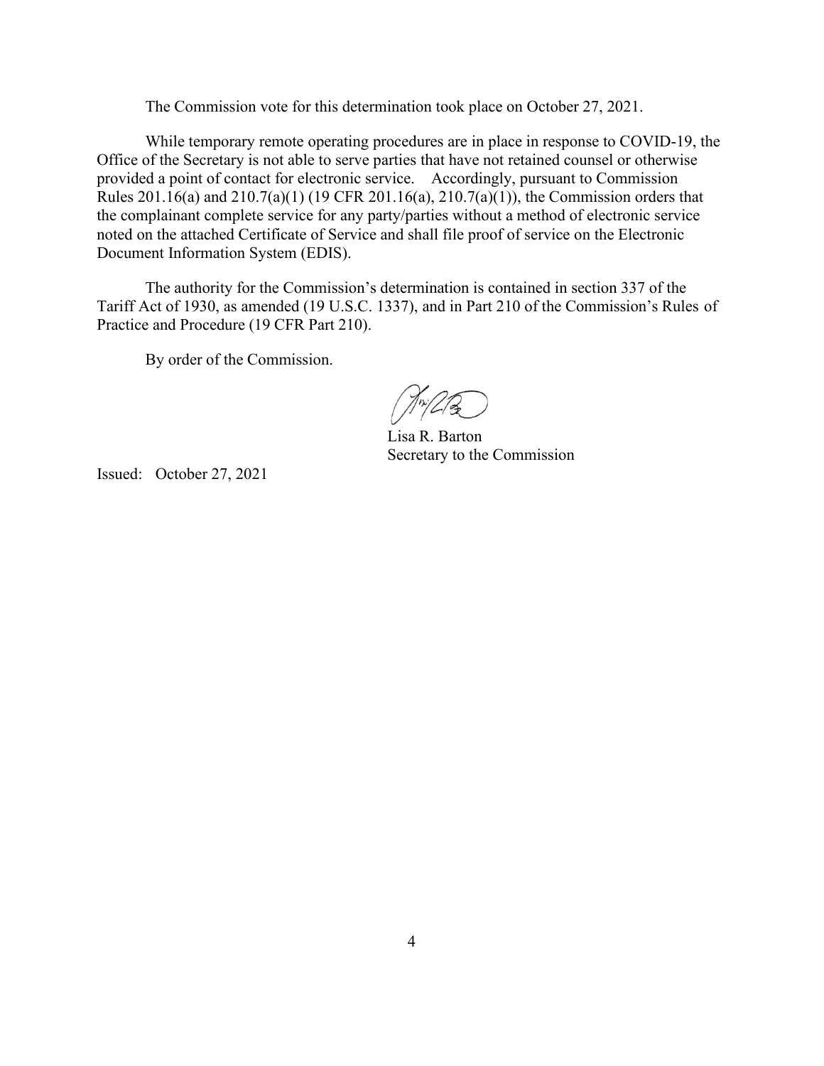The Commission vote for this determination took place on October 27, 2021.

While temporary remote operating procedures are in place in response to COVID-19, the Office of the Secretary is not able to serve parties that have not retained counsel or otherwise provided a point of contact for electronic service. Accordingly, pursuant to Commission Rules 201.16(a) and 210.7(a)(1) (19 CFR 201.16(a), 210.7(a)(1)), the Commission orders that the complainant complete service for any party/parties without a method of electronic service noted on the attached Certificate of Service and shall file proof of service on the Electronic Document Information System (EDIS).

The authority for the Commission's determination is contained in section 337 of the Tariff Act of 1930, as amended (19 U.S.C. 1337), and in Part 210 of the Commission's Rules of Practice and Procedure (19 CFR Part 210).

By order of the Commission.

Lisa R. Barton
Secretary to the Commission

Issued: October 27, 2021